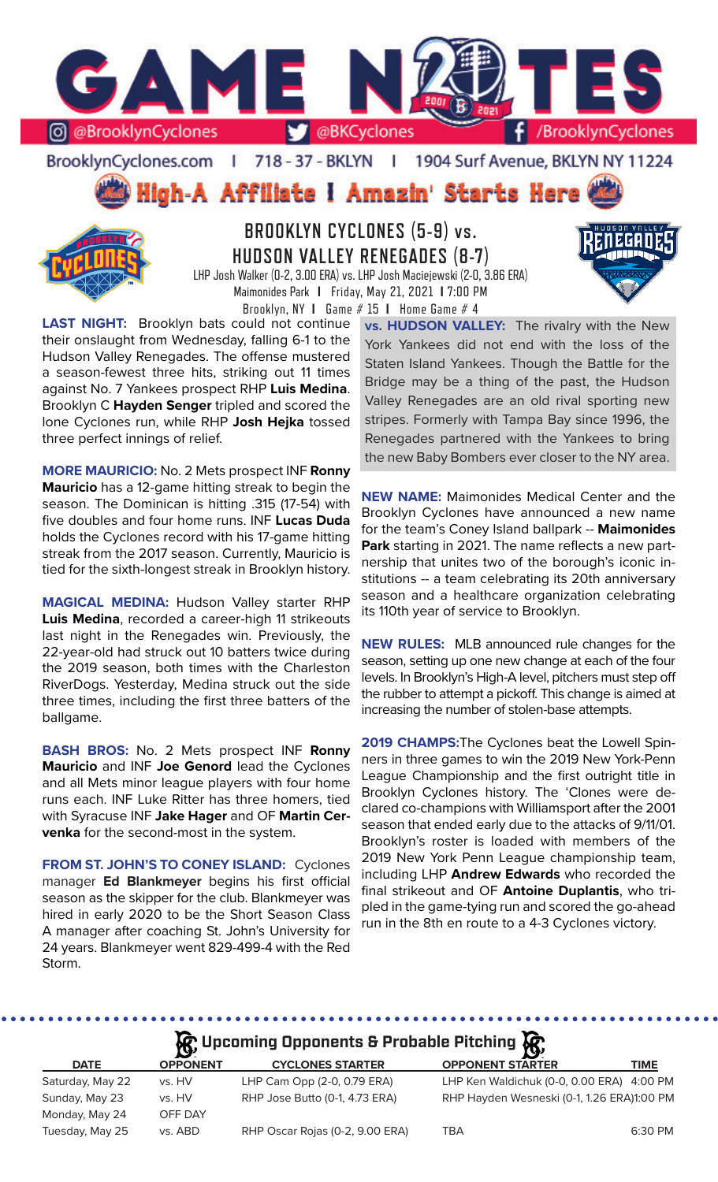# GAME NOTES

@BrooklynCyclones | @BKCyclones | /BrooklynCyclones

BrooklynCyclones.com | 718 - 37 - BKLYN | 1904 Surf Avenue, BKLYN NY 11224

**High-A Affiliate I Amazin' Starts Here**

## BROOKLYN CYCLONES (5-9) vs. HUDSON VALLEY RENEGADES (8-7)

LHP Josh Walker (0-2, 3.00 ERA) vs. LHP Josh Maciejewski (2-0, 3.86 ERA)
Maimonides Park | Friday, May 21, 2021 | 7:00 PM
Brooklyn, NY | Game # 15 | Home Game # 4

**LAST NIGHT:** Brooklyn bats could not continue their onslaught from Wednesday, falling 6-1 to the Hudson Valley Renegades. The offense mustered a season-fewest three hits, striking out 11 times against No. 7 Yankees prospect RHP **Luis Medina**. Brooklyn C **Hayden Senger** tripled and scored the lone Cyclones run, while RHP **Josh Hejka** tossed three perfect innings of relief.

**MORE MAURICIO:** No. 2 Mets prospect INF **Ronny Mauricio** has a 12-game hitting streak to begin the season. The Dominican is hitting .315 (17-54) with five doubles and four home runs. INF **Lucas Duda** holds the Cyclones record with his 17-game hitting streak from the 2017 season. Currently, Mauricio is tied for the sixth-longest streak in Brooklyn history.

**MAGICAL MEDINA:** Hudson Valley starter RHP **Luis Medina**, recorded a career-high 11 strikeouts last night in the Renegades win. Previously, the 22-year-old had struck out 10 batters twice during the 2019 season, both times with the Charleston RiverDogs. Yesterday, Medina struck out the side three times, including the first three batters of the ballgame.

**BASH BROS:** No. 2 Mets prospect INF **Ronny Mauricio** and INF **Joe Genord** lead the Cyclones and all Mets minor league players with four home runs each. INF Luke Ritter has three homers, tied with Syracuse INF **Jake Hager** and OF **Martin Cervenka** for the second-most in the system.

**FROM ST. JOHN'S TO CONEY ISLAND:** Cyclones manager **Ed Blankmeyer** begins his first official season as the skipper for the club. Blankmeyer was hired in early 2020 to be the Short Season Class A manager after coaching St. John's University for 24 years. Blankmeyer went 829-499-4 with the Red Storm.

**vs. HUDSON VALLEY:** The rivalry with the New York Yankees did not end with the loss of the Staten Island Yankees. Though the Battle for the Bridge may be a thing of the past, the Hudson Valley Renegades are an old rival sporting new stripes. Formerly with Tampa Bay since 1996, the Renegades partnered with the Yankees to bring the new Baby Bombers ever closer to the NY area.

**NEW NAME:** Maimonides Medical Center and the Brooklyn Cyclones have announced a new name for the team's Coney Island ballpark -- **Maimonides Park** starting in 2021. The name reflects a new partnership that unites two of the borough's iconic institutions -- a team celebrating its 20th anniversary season and a healthcare organization celebrating its 110th year of service to Brooklyn.

**NEW RULES:** MLB announced rule changes for the season, setting up one new change at each of the four levels. In Brooklyn's High-A level, pitchers must step off the rubber to attempt a pickoff. This change is aimed at increasing the number of stolen-base attempts.

**2019 CHAMPS:** The Cyclones beat the Lowell Spinners in three games to win the 2019 New York-Penn League Championship and the first outright title in Brooklyn Cyclones history. The 'Clones were declared co-champions with Williamsport after the 2001 season that ended early due to the attacks of 9/11/01. Brooklyn's roster is loaded with members of the 2019 New York Penn League championship team, including LHP **Andrew Edwards** who recorded the final strikeout and OF **Antoine Duplantis**, who tripled in the game-tying run and scored the go-ahead run in the 8th en route to a 4-3 Cyclones victory.

## Upcoming Opponents & Probable Pitching

| DATE | OPPONENT | CYCLONES STARTER | OPPONENT STARTER | TIME |
|---|---|---|---|---|
| Saturday, May 22 | vs. HV | LHP Cam Opp (2-0, 0.79 ERA) | LHP Ken Waldichuk (0-0, 0.00 ERA) | 4:00 PM |
| Sunday, May 23 | vs. HV | RHP Jose Butto (0-1, 4.73 ERA) | RHP Hayden Wesneski (0-1, 1.26 ERA) | 1:00 PM |
| Monday, May 24 | OFF DAY | | | |
| Tuesday, May 25 | vs. ABD | RHP Oscar Rojas (0-2, 9.00 ERA) | TBA | 6:30 PM |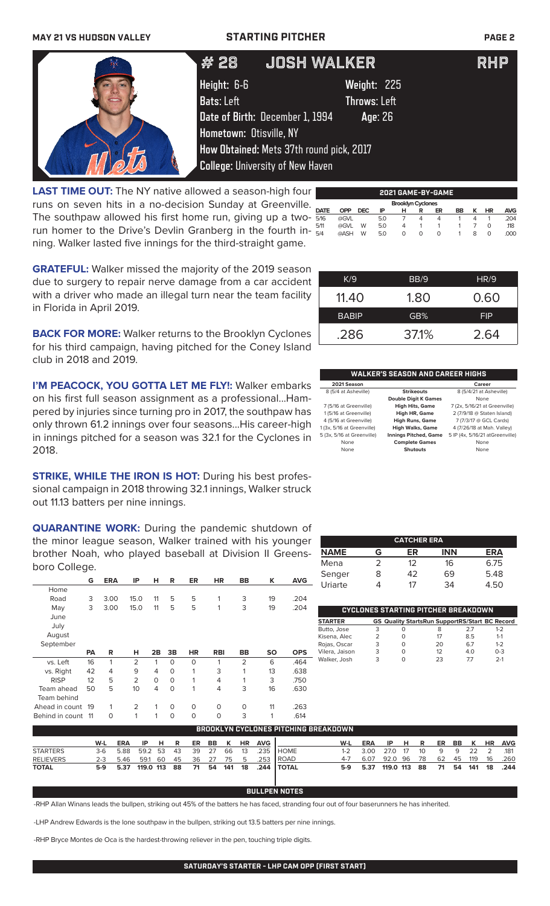# #28 JOSH WALKER — RHP

**Height:** 6-6 **Weight:** 225
**Bats:** Left **Throws:** Left
**Date of Birth:** December 1, 1994 **Age:** 26
**Hometown:** Otisville, NY
**How Obtained:** Mets 37th round pick, 2017
**College:** University of New Haven

**LAST TIME OUT:** The NY native allowed a season-high four runs on seven hits in a no-decision Sunday at Greenville. The southpaw allowed his first home run, giving up a two-run homer to the Drive's Devlin Granberg in the fourth inning. Walker lasted five innings for the third-straight game.

**GRATEFUL:** Walker missed the majority of the 2019 season due to surgery to repair nerve damage from a car accident with a driver who made an illegal turn near the team facility in Florida in April 2019.

**BACK FOR MORE:** Walker returns to the Brooklyn Cyclones for his third campaign, having pitched for the Coney Island club in 2018 and 2019.

**I'M PEACOCK, YOU GOTTA LET ME FLY!:** Walker embarks on his first full season assignment as a professional...Hampered by injuries since turning pro in 2017, the southpaw has only thrown 61.2 innings over four seasons...His career-high in innings pitched for a season was 32.1 for the Cyclones in 2018.

**STRIKE, WHILE THE IRON IS HOT:** During his best professional campaign in 2018 throwing 32.1 innings, Walker struck out 11.13 batters per nine innings.

**QUARANTINE WORK:** During the pandemic shutdown of the minor league season, Walker trained with his younger brother Noah, who played baseball at Division II Greensboro College.

## 2021 GAME-BY-GAME

Brooklyn Cyclones

| DATE | OPP | DEC | IP | H | R | ER | BB | K | HR | AVG |
|---|---|---|---|---|---|---|---|---|---|---|
| 5/16 | @GVL | | 5.0 | 7 | 4 | 4 | 1 | 4 | 1 | .204 |
| 5/11 | @GVL | W | 5.0 | 4 | 1 | 1 | 1 | 7 | 0 | .118 |
| 5/4 | @ASH | W | 5.0 | 0 | 0 | 0 | 1 | 8 | 0 | .000 |

| K/9 | BB/9 | HR/9 |
|---|---|---|
| 11.40 | 1.80 | 0.60 |
| **BABIP** | **GB%** | **FIP** |
| .286 | 37.1% | 2.64 |

## WALKER'S SEASON AND CAREER HIGHS

| 2021 Season | | Career |
|---|---|---|
| 8 (5/4 at Asheville) | Strikeouts | 8 (5/4/21 at Asheville) |
| | Double Digit K Games | None |
| 7 (5/16 at Greenville) | High Hits, Game | 7 (2x, 5/16/21 at Greenville) |
| 1 (5/16 at Greenville) | High HR, Game | 2 (7/9/18 @ Staten Island) |
| 4 (5/16 at Greenville) | High Runs, Game | 7 (7/3/17 @ GCL Cards) |
| 1 (3x, 5/16 at Greenville) | High Walks, Game | 4 (7/26/18 at Mah. Valley) |
| 5 (3x, 5/16 at Greenville) | Innings Pitched, Game | 5 IP (4x, 5/16/21 atGreenville) |
| None | Complete Games | None |
| None | Shutouts | None |

| | G | ERA | IP | H | R | ER | HR | BB | K | AVG |
|---|---|---|---|---|---|---|---|---|---|---|
| Home | | | | | | | | | | |
| Road | 3 | 3.00 | 15.0 | 11 | 5 | 5 | 1 | 3 | 19 | .204 |
| May | 3 | 3.00 | 15.0 | 11 | 5 | 5 | 1 | 3 | 19 | .204 |
| June | | | | | | | | | | |
| July | | | | | | | | | | |
| August | | | | | | | | | | |
| September | | | | | | | | | | |

| | PA | R | H | 2B | 3B | HR | RBI | BB | SO | OPS |
|---|---|---|---|---|---|---|---|---|---|---|
| vs. Left | 16 | 1 | 2 | 1 | 0 | 0 | 1 | 2 | 6 | .464 |
| vs. Right | 42 | 4 | 9 | 4 | 0 | 1 | 3 | 1 | 13 | .638 |
| RISP | 12 | 5 | 2 | 0 | 0 | 1 | 4 | 1 | 3 | .750 |
| Team ahead | 50 | 5 | 10 | 4 | 0 | 1 | 4 | 3 | 16 | .630 |
| Team behind | | | | | | | | | | |
| Ahead in count | 19 | 1 | 2 | 1 | 0 | 0 | 0 | 0 | 11 | .263 |
| Behind in count | 11 | 0 | 1 | 1 | 0 | 0 | 0 | 3 | 1 | .614 |

## CATCHER ERA

| NAME | G | ER | INN | ERA |
|---|---|---|---|---|
| Mena | 2 | 12 | 16 | 6.75 |
| Senger | 8 | 42 | 69 | 5.48 |
| Uriarte | 4 | 17 | 34 | 4.50 |

## CYCLONES STARTING PITCHER BREAKDOWN

| STARTER | GS | Quality Starts | Run Support | RS/Start | BC Record |
|---|---|---|---|---|---|
| Butto, Jose | 3 | 0 | 8 | 2.7 | 1-2 |
| Kisena, Alec | 2 | 0 | 17 | 8.5 | 1-1 |
| Rojas, Oscar | 3 | 0 | 20 | 6.7 | 1-2 |
| Vilera, Jaison | 3 | 0 | 12 | 4.0 | 0-3 |
| Walker, Josh | 3 | 0 | 23 | 7.7 | 2-1 |

## BROOKLYN CYCLONES PITCHING BREAKDOWN

| | W-L | ERA | IP | H | R | ER | BB | K | HR | AVG |
|---|---|---|---|---|---|---|---|---|---|---|
| STARTERS | 3-6 | 5.88 | 59.2 | 53 | 43 | 39 | 27 | 66 | 13 | .235 |
| RELIEVERS | 2-3 | 5.46 | 59.1 | 60 | 45 | 36 | 27 | 75 | 5 | .253 |
| TOTAL | 5-9 | 5.37 | 119.0 | 113 | 88 | 71 | 54 | 141 | 18 | .244 |

| | W-L | ERA | IP | H | R | ER | BB | K | HR | AVG |
|---|---|---|---|---|---|---|---|---|---|---|
| HOME | 1-2 | 3.00 | 27.0 | 17 | 10 | 9 | 9 | 22 | 2 | .181 |
| ROAD | 4-7 | 6.07 | 92.0 | 96 | 78 | 62 | 45 | 119 | 16 | .260 |
| TOTAL | 5-9 | 5.37 | 119.0 | 113 | 88 | 71 | 54 | 141 | 18 | .244 |

## BULLPEN NOTES

-RHP Allan Winans leads the bullpen, striking out 45% of the batters he has faced, stranding four out of four baserunners he has inherited.

-LHP Andrew Edwards is the lone southpaw in the bullpen, striking out 13.5 batters per nine innings.

-RHP Bryce Montes de Oca is the hardest-throwing reliever in the pen, touching triple digits.

## SATURDAY'S STARTER - LHP CAM OPP (FIRST START)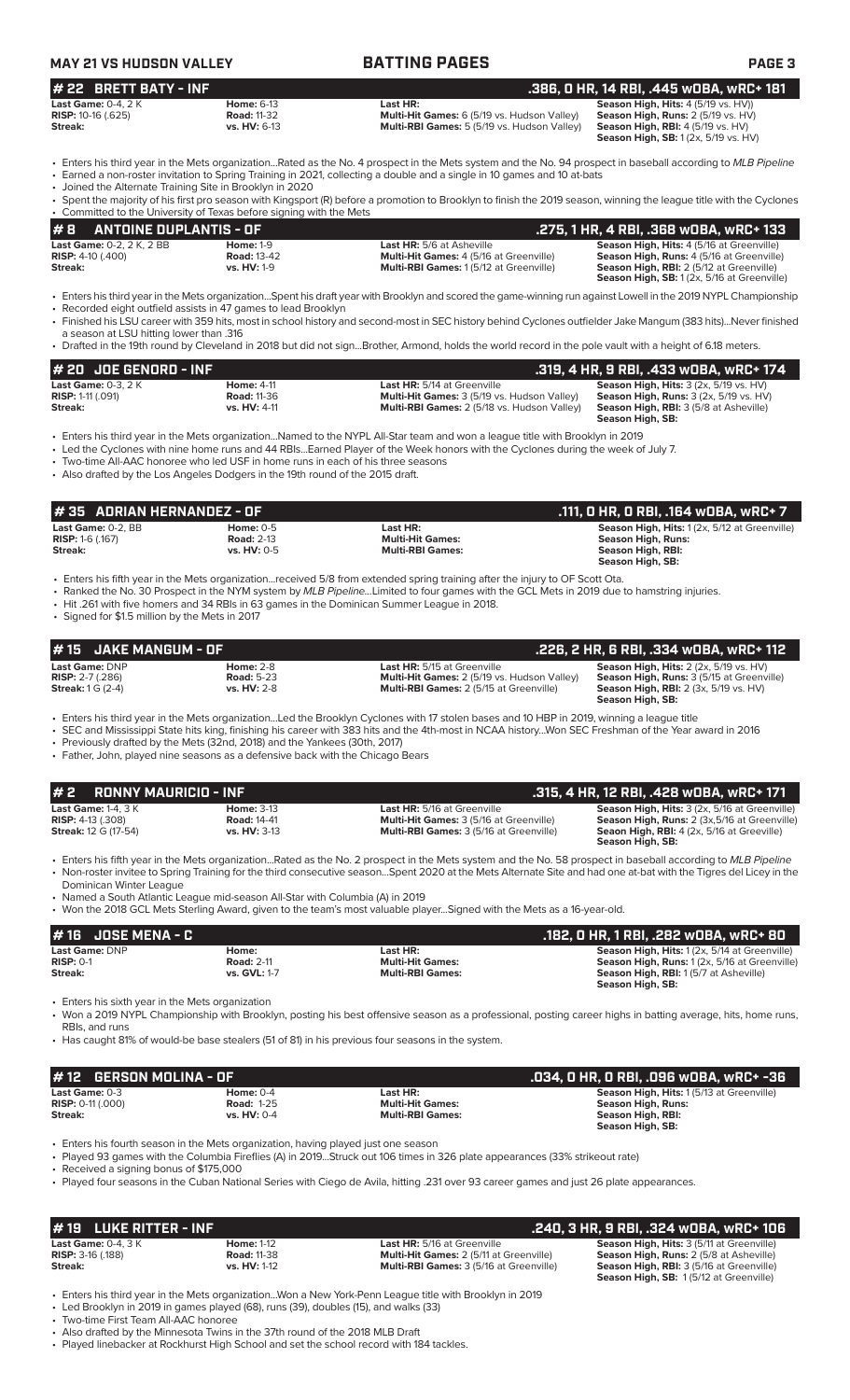## # 22 BRETT BATY - INF
**.366, 0 HR, 14 RBI, .445 wOBA, wRC+ 181**

| | | | |
|---|---|---|---|
| **Last Game:** 0-4, 2 K | **Home:** 6-13 | **Last HR:** | **Season High, Hits:** 4 (5/19 vs. HV)) |
| **RISP:** 10-16 (.625) | **Road:** 11-32 | **Multi-Hit Games:** 6 (5/19 vs. Hudson Valley) | **Season High, Runs:** 2 (5/19 vs. HV) |
| **Streak:** | **vs. HV:** 6-13 | **Multi-RBI Games:** 5 (5/19 vs. Hudson Valley) | **Season High, RBI:** 4 (5/19 vs. HV) |
| | | | **Season High, SB:** 1 (2x, 5/19 vs. HV) |

- Enters his third year in the Mets organization...Rated as the No. 4 prospect in the Mets system and the No. 94 prospect in baseball according to *MLB Pipeline*
- Earned a non-roster invitation to Spring Training in 2021, collecting a double and a single in 10 games and 10 at-bats
- Joined the Alternate Training Site in Brooklyn in 2020
- Spent the majority of his first pro season with Kingsport (R) before a promotion to Brooklyn to finish the 2019 season, winning the league title with the Cyclones
- Committed to the University of Texas before signing with the Mets

## # 8 ANTOINE DUPLANTIS - OF
**.275, 1 HR, 4 RBI, .368 wOBA, wRC+ 133**

| | | | |
|---|---|---|---|
| **Last Game:** 0-2, 2 K, 2 BB | **Home:** 1-9 | **Last HR:** 5/6 at Asheville | **Season High, Hits:** 4 (5/16 at Greenville) |
| **RISP:** 4-10 (.400) | **Road:** 13-42 | **Multi-Hit Games:** 4 (5/16 at Greenville) | **Season High, Runs:** 4 (5/16 at Greenville) |
| **Streak:** | **vs. HV:** 1-9 | **Multi-RBI Games:** 1 (5/12 at Greenville) | **Season High, RBI:** 2 (5/12 at Greenville) |
| | | | **Season High, SB:** 1 (2x, 5/16 at Greenville) |

- Enters his third year in the Mets organization...Spent his draft year with Brooklyn and scored the game-winning run against Lowell in the 2019 NYPL Championship
- Recorded eight outfield assists in 47 games to lead Brooklyn
- Finished his LSU career with 359 hits, most in school history and second-most in SEC history behind Cyclones outfielder Jake Mangum (383 hits)...Never finished a season at LSU hitting lower than .316
- Drafted in the 19th round by Cleveland in 2018 but did not sign...Brother, Armond, holds the world record in the pole vault with a height of 6.18 meters.

## # 20 JOE GENORD - INF
**.319, 4 HR, 9 RBI, .433 wOBA, wRC+ 174**

| | | | |
|---|---|---|---|
| **Last Game:** 0-3, 2 K | **Home:** 4-11 | **Last HR:** 5/14 at Greenville | **Season High, Hits:** 3 (2x, 5/19 vs. HV) |
| **RISP:** 1-11 (.091) | **Road:** 11-36 | **Multi-Hit Games:** 3 (5/19 vs. Hudson Valley) | **Season High, Runs:** 3 (2x, 5/19 vs. HV) |
| **Streak:** | **vs. HV:** 4-11 | **Multi-RBI Games:** 2 (5/18 vs. Hudson Valley) | **Season High, RBI:** 3 (5/8 at Asheville) |
| | | | **Season High, SB:** |

- Enters his third year in the Mets organization...Named to the NYPL All-Star team and won a league title with Brooklyn in 2019
- Led the Cyclones with nine home runs and 44 RBIs...Earned Player of the Week honors with the Cyclones during the week of July 7.
- Two-time All-AAC honoree who led USF in home runs in each of his three seasons
- Also drafted by the Los Angeles Dodgers in the 19th round of the 2015 draft.

## # 35 ADRIAN HERNANDEZ - OF
**.111, 0 HR, 0 RBI, .164 wOBA, wRC+ 7**

| | | | |
|---|---|---|---|
| **Last Game:** 0-2, BB | **Home:** 0-5 | **Last HR:** | **Season High, Hits:** 1 (2x, 5/12 at Greenville) |
| **RISP:** 1-6 (.167) | **Road:** 2-13 | **Multi-Hit Games:** | **Season High, Runs:** |
| **Streak:** | **vs. HV:** 0-5 | **Multi-RBI Games:** | **Season High, RBI:** |
| | | | **Season High, SB:** |

- Enters his fifth year in the Mets organization...received 5/8 from extended spring training after the injury to OF Scott Ota.
- Ranked the No. 30 Prospect in the NYM system by *MLB Pipeline*...Limited to four games with the GCL Mets in 2019 due to hamstring injuries.
- Hit .261 with five homers and 34 RBIs in 63 games in the Dominican Summer League in 2018.
- Signed for $1.5 million by the Mets in 2017

## # 15 JAKE MANGUM - OF
**.226, 2 HR, 6 RBI, .334 wOBA, wRC+ 112**

| | | | |
|---|---|---|---|
| **Last Game:** DNP | **Home:** 2-8 | **Last HR:** 5/15 at Greenville | **Season High, Hits:** 2 (2x, 5/19 vs. HV) |
| **RISP:** 2-7 (.286) | **Road:** 5-23 | **Multi-Hit Games:** 2 (5/19 vs. Hudson Valley) | **Season High, Runs:** 3 (5/15 at Greenville) |
| **Streak:** 1 G (2-4) | **vs. HV:** 2-8 | **Multi-RBI Games:** 2 (5/15 at Greenville) | **Season High, RBI:** 2 (3x, 5/19 vs. HV) |
| | | | **Season High, SB:** |

- Enters his third year in the Mets organization...Led the Brooklyn Cyclones with 17 stolen bases and 10 HBP in 2019, winning a league title
- SEC and Mississippi State hits king, finishing his career with 383 hits and the 4th-most in NCAA history...Won SEC Freshman of the Year award in 2016
- Previously drafted by the Mets (32nd, 2018) and the Yankees (30th, 2017)
- Father, John, played nine seasons as a defensive back with the Chicago Bears

## # 2 RONNY MAURICIO - INF
**.315, 4 HR, 12 RBI, .428 wOBA, wRC+ 171**

| | | | |
|---|---|---|---|
| **Last Game:** 1-4, 3 K | **Home:** 3-13 | **Last HR:** 5/16 at Greenville | **Season High, Hits:** 3 (2x, 5/16 at Greenville) |
| **RISP:** 4-13 (.308) | **Road:** 14-41 | **Multi-Hit Games:** 3 (5/16 at Greenville) | **Season High, Runs:** 2 (3x,5/16 at Greenville) |
| **Streak:** 12 G (17-54) | **vs. HV:** 3-13 | **Multi-RBI Games:** 3 (5/16 at Greenville) | **Seaon High, RBI:** 4 (2x, 5/16 at Greeville) |
| | | | **Season High, SB:** |

- Enters his fifth year in the Mets organization...Rated as the No. 2 prospect in the Mets system and the No. 58 prospect in baseball according to *MLB Pipeline*
- Non-roster invitee to Spring Training for the third consecutive season...Spent 2020 at the Mets Alternate Site and had one at-bat with the Tigres del Licey in the Dominican Winter League
- Named a South Atlantic League mid-season All-Star with Columbia (A) in 2019
- Won the 2018 GCL Mets Sterling Award, given to the team's most valuable player...Signed with the Mets as a 16-year-old.

## # 16 JOSE MENA - C
**.182, 0 HR, 1 RBI, .282 wOBA, wRC+ 80**

| | | | |
|---|---|---|---|
| **Last Game:** DNP | **Home:** | **Last HR:** | **Season High, Hits:** 1 (2x, 5/14 at Greenville) |
| **RISP:** 0-1 | **Road:** 2-11 | **Multi-Hit Games:** | **Season High, Runs:** 1 (2x, 5/16 at Greenville) |
| **Streak:** | **vs. GVL:** 1-7 | **Multi-RBI Games:** | **Season High, RBI:** 1 (5/7 at Asheville) |
| | | | **Season High, SB:** |

- Enters his sixth year in the Mets organization
- Won a 2019 NYPL Championship with Brooklyn, posting his best offensive season as a professional, posting career highs in batting average, hits, home runs, RBIs, and runs
- Has caught 81% of would-be base stealers (51 of 81) in his previous four seasons in the system.

## # 12 GERSON MOLINA - OF
**.034, 0 HR, 0 RBI, .096 wOBA, wRC+ -36**

| | | | |
|---|---|---|---|
| **Last Game:** 0-3 | **Home:** 0-4 | **Last HR:** | **Season High, Hits:** 1 (5/13 at Greenville) |
| **RISP:** 0-11 (.000) | **Road:** 1-25 | **Multi-Hit Games:** | **Season High, Runs:** |
| **Streak:** | **vs. HV:** 0-4 | **Multi-RBI Games:** | **Season High, RBI:** |
| | | | **Season High, SB:** |

- Enters his fourth season in the Mets organization, having played just one season
- Played 93 games with the Columbia Fireflies (A) in 2019...Struck out 106 times in 326 plate appearances (33% strikeout rate)
- Received a signing bonus of $175,000
- Played four seasons in the Cuban National Series with Ciego de Avila, hitting .231 over 93 career games and just 26 plate appearances.

## # 19 LUKE RITTER - INF
**.240, 3 HR, 9 RBI, .324 wOBA, wRC+ 106**

| | | | |
|---|---|---|---|
| **Last Game:** 0-4, 3 K | **Home:** 1-12 | **Last HR:** 5/16 at Greenville | **Season High, Hits:** 3 (5/11 at Greenville) |
| **RISP:** 3-16 (.188) | **Road:** 11-38 | **Multi-Hit Games:** 2 (5/11 at Greenville) | **Season High, Runs:** 2 (5/8 at Asheville) |
| **Streak:** | **vs. HV:** 1-12 | **Multi-RBI Games:** 3 (5/16 at Greenville) | **Season High, RBI:** 3 (5/16 at Greenville) |
| | | | **Season High, SB:** 1 (5/12 at Greenville) |

- Enters his third year in the Mets organization...Won a New York-Penn League title with Brooklyn in 2019
- Led Brooklyn in 2019 in games played (68), runs (39), doubles (15), and walks (33)
- Two-time First Team All-AAC honoree
- Also drafted by the Minnesota Twins in the 37th round of the 2018 MLB Draft
- Played linebacker at Rockhurst High School and set the school record with 184 tackles.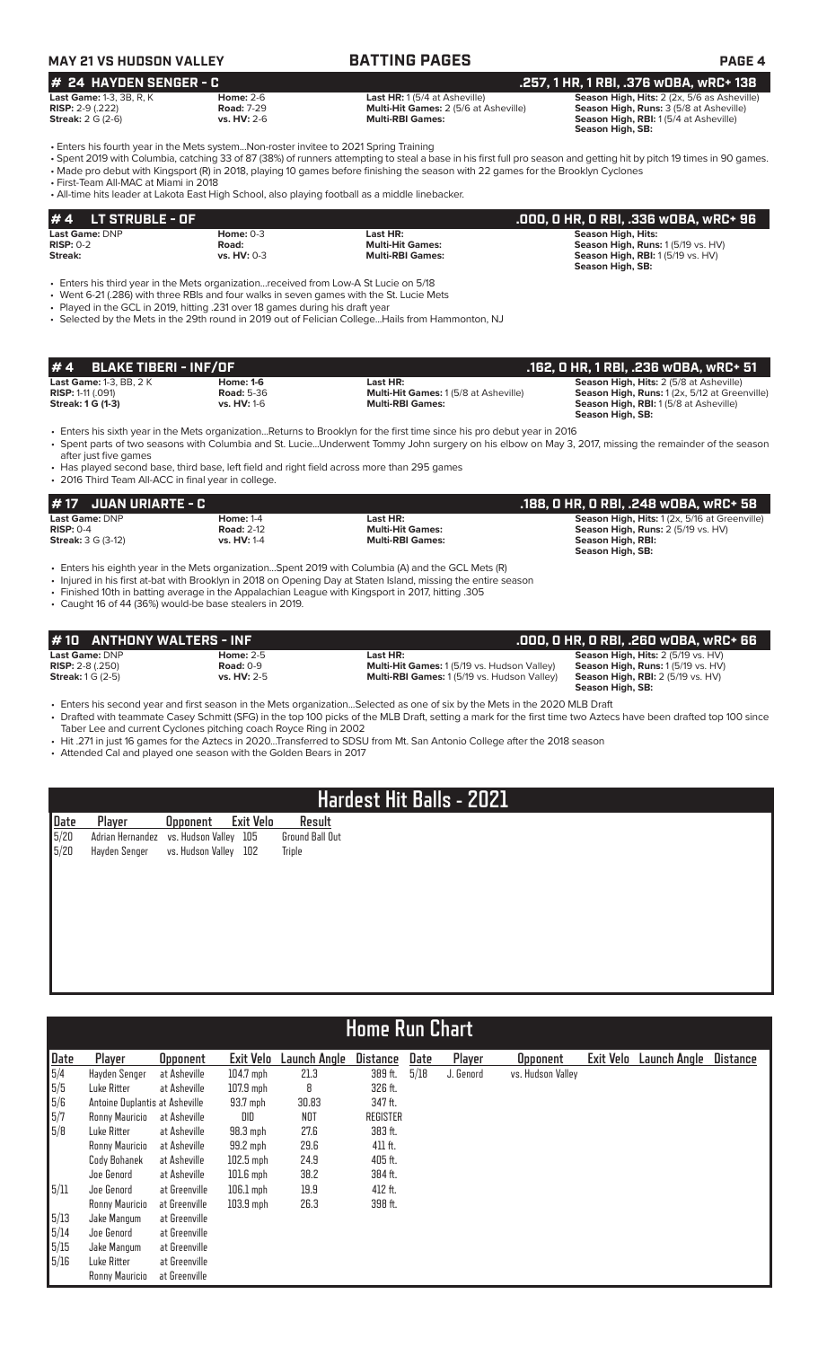## # 24 HAYDEN SENGER - C
**.257, 1 HR, 1 RBI, .376 wOBA, wRC+ 138**

| | | | |
|---|---|---|---|
| **Last Game:** 1-3, 3B, R, K | **Home:** 2-6 | **Last HR:** 1 (5/4 at Asheville) | **Season High, Hits:** 2 (2x, 5/6 as Asheville) |
| **RISP:** 2-9 (.222) | **Road:** 7-29 | **Multi-Hit Games:** 2 (5/6 at Asheville) | **Season High, Runs:** 3 (5/8 at Asheville) |
| **Streak:** 2 G (2-6) | **vs. HV:** 2-6 | **Multi-RBI Games:** | **Season High, RBI:** 1 (5/4 at Asheville) |
| | | | **Season High, SB:** |

- Enters his fourth year in the Mets system...Non-roster invitee to 2021 Spring Training
- Spent 2019 with Columbia, catching 33 of 87 (38%) of runners attempting to steal a base in his first full pro season and getting hit by pitch 19 times in 90 games.
- Made pro debut with Kingsport (R) in 2018, playing 10 games before finishing the season with 22 games for the Brooklyn Cyclones
- First-Team All-MAC at Miami in 2018
- All-time hits leader at Lakota East High School, also playing football as a middle linebacker.

## # 4 LT STRUBLE - OF
**.000, 0 HR, 0 RBI, .336 wOBA, wRC+ 96**

| | | | |
|---|---|---|---|
| **Last Game:** DNP | **Home:** 0-3 | **Last HR:** | **Season High, Hits:** |
| **RISP:** 0-2 | **Road:** | **Multi-Hit Games:** | **Season High, Runs:** 1 (5/19 vs. HV) |
| **Streak:** | **vs. HV:** 0-3 | **Multi-RBI Games:** | **Season High, RBI:** 1 (5/19 vs. HV) |
| | | | **Season High, SB:** |

- Enters his third year in the Mets organization...received from Low-A St Lucie on 5/18
- Went 6-21 (.286) with three RBIs and four walks in seven games with the St. Lucie Mets
- Played in the GCL in 2019, hitting .231 over 18 games during his draft year
- Selected by the Mets in the 29th round in 2019 out of Felician College...Hails from Hammonton, NJ

## # 4 BLAKE TIBERI - INF/OF
**.162, 0 HR, 1 RBI, .236 wOBA, wRC+ 51**

| | | | |
|---|---|---|---|
| **Last Game:** 1-3, BB, 2 K | **Home: 1-6** | **Last HR:** | **Season High, Hits:** 2 (5/8 at Asheville) |
| **RISP:** 1-11 (.091) | **Road:** 5-36 | **Multi-Hit Games:** 1 (5/8 at Asheville) | **Season High, Runs:** 1 (2x, 5/12 at Greenville) |
| **Streak: 1 G (1-3)** | **vs. HV:** 1-6 | **Multi-RBI Games:** | **Season High, RBI:** 1 (5/8 at Asheville) |
| | | | **Season High, SB:** |

- Enters his sixth year in the Mets organization...Returns to Brooklyn for the first time since his pro debut year in 2016
- Spent parts of two seasons with Columbia and St. Lucie...Underwent Tommy John surgery on his elbow on May 3, 2017, missing the remainder of the season after just five games
- Has played second base, third base, left field and right field across more than 295 games
- 2016 Third Team All-ACC in final year in college.

## # 17 JUAN URIARTE - C
**.188, 0 HR, 0 RBI, .248 wOBA, wRC+ 58**

| | | | |
|---|---|---|---|
| **Last Game:** DNP | **Home:** 1-4 | **Last HR:** | **Season High, Hits:** 1 (2x, 5/16 at Greenville) |
| **RISP:** 0-4 | **Road:** 2-12 | **Multi-Hit Games:** | **Season High, Runs:** 2 (5/19 vs. HV) |
| **Streak:** 3 G (3-12) | **vs. HV:** 1-4 | **Multi-RBI Games:** | **Season High, RBI:** |
| | | | **Season High, SB:** |

- Enters his eighth year in the Mets organization...Spent 2019 with Columbia (A) and the GCL Mets (R)
- Injured in his first at-bat with Brooklyn in 2018 on Opening Day at Staten Island, missing the entire season
- Finished 10th in batting average in the Appalachian League with Kingsport in 2017, hitting .305
- Caught 16 of 44 (36%) would-be base stealers in 2019.

## # 10 ANTHONY WALTERS - INF
**.000, 0 HR, 0 RBI, .260 wOBA, wRC+ 66**

| | | | |
|---|---|---|---|
| **Last Game:** DNP | **Home:** 2-5 | **Last HR:** | **Season High, Hits:** 2 (5/19 vs. HV) |
| **RISP:** 2-8 (.250) | **Road:** 0-9 | **Multi-Hit Games:** 1 (5/19 vs. Hudson Valley) | **Season High, Runs:** 1 (5/19 vs. HV) |
| **Streak:** 1 G (2-5) | **vs. HV:** 2-5 | **Multi-RBI Games:** 1 (5/19 vs. Hudson Valley) | **Season High, RBI:** 2 (5/19 vs. HV) |
| | | | **Season High, SB:** |

- Enters his second year and first season in the Mets organization...Selected as one of six by the Mets in the 2020 MLB Draft
- Drafted with teammate Casey Schmitt (SFG) in the top 100 picks of the MLB Draft, setting a mark for the first time two Aztecs have been drafted top 100 since Taber Lee and current Cyclones pitching coach Royce Ring in 2002
- Hit .271 in just 16 games for the Aztecs in 2020...Transferred to SDSU from Mt. San Antonio College after the 2018 season
- Attended Cal and played one season with the Golden Bears in 2017

## Hardest Hit Balls - 2021

| Date | Player | Opponent | Exit Velo | Result |
|---|---|---|---|---|
| 5/20 | Adrian Hernandez | vs. Hudson Valley | 105 | Ground Ball Out |
| 5/20 | Hayden Senger | vs. Hudson Valley | 102 | Triple |

## Home Run Chart

| Date | Player | Opponent | Exit Velo | Launch Angle | Distance | Date | Player | Opponent | Exit Velo | Launch Angle | Distance |
|---|---|---|---|---|---|---|---|---|---|---|---|
| 5/4 | Hayden Senger | at Asheville | 104.7 mph | 21.3 | 389 ft. | 5/18 | J. Genord | vs. Hudson Valley | | | |
| 5/5 | Luke Ritter | at Asheville | 107.9 mph | 8 | 326 ft. | | | | | | |
| 5/6 | Antoine Duplantis at Asheville | | 93.7 mph | 30.83 | 347 ft. | | | | | | |
| 5/7 | Ronny Mauricio | at Asheville | DID | NOT | REGISTER | | | | | | |
| 5/8 | Luke Ritter | at Asheville | 98.3 mph | 27.6 | 383 ft. | | | | | | |
| | Ronny Mauricio | at Asheville | 99.2 mph | 29.6 | 411 ft. | | | | | | |
| | Cody Bohanek | at Asheville | 102.5 mph | 24.9 | 405 ft. | | | | | | |
| | Joe Genord | at Asheville | 101.6 mph | 38.2 | 384 ft. | | | | | | |
| 5/11 | Joe Genord | at Greenville | 106.1 mph | 19.9 | 412 ft. | | | | | | |
| | Ronny Mauricio | at Greenville | 103.9 mph | 26.3 | 398 ft. | | | | | | |
| 5/13 | Jake Mangum | at Greenville | | | | | | | | | |
| 5/14 | Joe Genord | at Greenville | | | | | | | | | |
| 5/15 | Jake Mangum | at Greenville | | | | | | | | | |
| 5/16 | Luke Ritter | at Greenville | | | | | | | | | |
| | Ronny Mauricio | at Greenville | | | | | | | | | |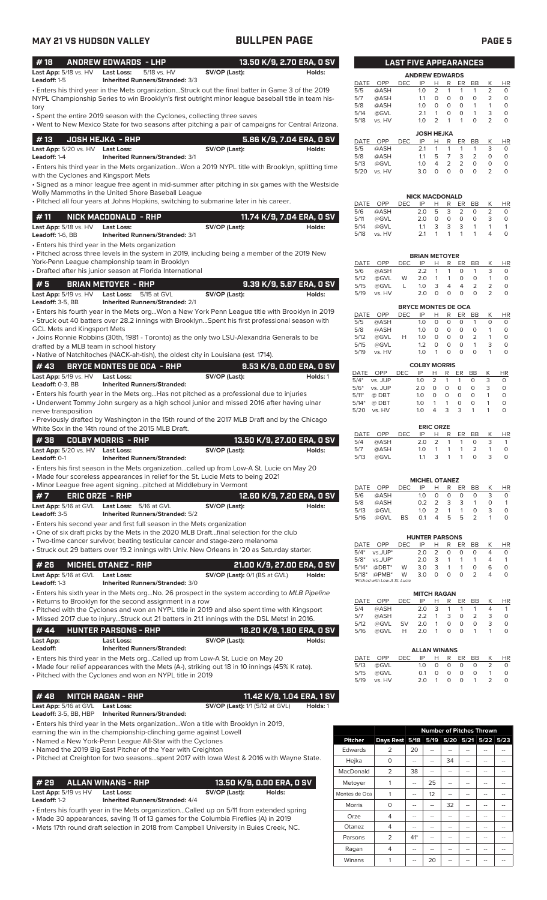**MAY 21 VS HUDSON VALLEY** — **BULLPEN PAGE**

## #18 ANDREW EDWARDS - LHP — 13.50 K/9, 2.70 ERA, 0 SV

**Last App:** 5/18 vs. HV **Last Loss:** 5/18 vs. HV **SV/OP (Last):** **Holds:**
**Leadoff:** 1-5 **Inherited Runners/Stranded:** 3/3

- Enters his third year in the Mets organization...Struck out the final batter in Game 3 of the 2019 NYPL Championship Series to win Brooklyn's first outright minor league baseball title in team history
- Spent the entire 2019 season with the Cyclones, collecting three saves
- Went to New Mexico State for two seasons after pitching a pair of campaigns for Central Arizona.

## #13 JOSH HEJKA - RHP — 5.86 K/9, 7.04 ERA, 0 SV

**Last App:** 5/20 vs. HV **Last Loss:** **SV/OP (Last):** **Holds:**
**Leadoff:** 1-4 **Inherited Runners/Stranded:** 3/1

- Enters his third year in the Mets organization...Won a 2019 NYPL title with Brooklyn, splitting time with the Cyclones and Kingsport Mets
- Signed as a minor league free agent in mid-summer after pitching in six games with the Westside Wolly Mammoths in the United Shore Baseball League
- Pitched all four years at Johns Hopkins, switching to submarine later in his career.

## #11 NICK MACDONALD - RHP — 11.74 K/9, 7.04 ERA, 0 SV

**Last App:** 5/18 vs. HV **Last Loss:** **SV/OP (Last):** **Holds:**
**Leadoff:** 1-6, BB **Inherited Runners/Stranded:** 3/1

- Enters his third year in the Mets organization
- Pitched across three levels in the system in 2019, including being a member of the 2019 New York-Penn League championship team in Brooklyn
- Drafted after his junior season at Florida International

## #5 BRIAN METOYER - RHP — 9.39 K/9, 5.87 ERA, 0 SV

**Last App:** 5/19 vs. HV **Last Loss:** 5/15 at GVL **SV/OP (Last):** **Holds:**
**Leadoff:** 3-5, BB **Inherited Runners/Stranded:** 2/1

- Enters his fourth year in the Mets org...Won a New York Penn League title with Brooklyn in 2019
- Struck out 40 batters over 28.2 innings with Brooklyn...Spent his first professional season with GCL Mets and Kingsport Mets
- Joins Ronnie Robbins (30th, 1981 - Toronto) as the only two LSU-Alexandria Generals to be drafted by a MLB team in school history
- Native of Natchitoches (NACK-ah-tish), the oldest city in Louisiana (est. 1714).

## #43 BRYCE MONTES DE OCA - RHP — 9.53 K/9, 0.00 ERA, 0 SV

**Last App:** 5/19 vs. HV **Last Loss:** **SV/OP (Last):** **Holds:** 1
**Leadoff:** 0-3, BB **Inherited Runners/Stranded:**

- Enters his fourth year in the Mets org...Has not pitched as a professional due to injuries
- Underwent Tommy John surgery as a high school junior and missed 2016 after having ulnar nerve transposition
- Previously drafted by Washington in the 15th round of the 2017 MLB Draft and by the Chicago White Sox in the 14th round of the 2015 MLB Draft.

## #38 COLBY MORRIS - RHP — 13.50 K/9, 27.00 ERA, 0 SV

**Last App:** 5/20 vs. HV **Last Loss:** **SV/OP (Last):** **Holds:**
**Leadoff:** 0-1 **Inherited Runners/Stranded:**

- Enters his first season in the Mets organization...called up from Low-A St. Lucie on May 20
- Made four scoreless appearances in relief for the St. Lucie Mets to being 2021
- Minor League free agent signing...pitched at Middlebury in Vermont

## #7 ERIC ORZE - RHP — 12.60 K/9, 7.20 ERA, 0 SV

**Last App:** 5/16 at GVL **Last Loss:** 5/16 at GVL **SV/OP (Last):** **Holds:**
**Leadoff:** 3-5 **Inherited Runners/Stranded:** 5/2

- Enters his second year and first full season in the Mets organization
- One of six draft picks by the Mets in the 2020 MLB Draft...final selection for the club
- Two-time cancer survivor, beating testicular cancer and stage-zero melanoma
- Struck out 29 batters over 19.2 innings with Univ. New Orleans in '20 as Saturday starter.

## #26 MICHEL OTANEZ - RHP — 21.00 K/9, 27.00 ERA, 0 SV

**Last App:** 5/16 at GVL **Last Loss:** **SV/OP (Last):** 0/1 (BS at GVL) **Holds:**
**Leadoff:** 1-3 **Inherited Runners/Stranded:** 3/0

- Enters his sixth year in the Mets org...No. 26 prospect in the system according to *MLB Pipeline*
- Returns to Brooklyn for the second assignment in a row
- Pitched with the Cyclones and won an NYPL title in 2019 and also spent time with Kingsport
- Missed 2017 due to injury...Struck out 21 batters in 21.1 innings with the DSL Mets1 in 2016.

## #44 HUNTER PARSONS - RHP — 16.20 K/9, 1.80 ERA, 0 SV

**Last App:** **Last Loss:** **SV/OP (Last):** **Holds:**
**Leadoff:** **Inherited Runners/Stranded:**

- Enters his third year in the Mets org...Called up from Low-A St. Lucie on May 20
- Made four relief appearances with the Mets (A-), striking out 18 in 10 innings (45% K rate).
- Pitched with the Cyclones and won an NYPL title in 2019

## #48 MITCH RAGAN - RHP — 11.42 K/9, 1.04 ERA, 1 SV

**Last App:** 5/16 at GVL **Last Loss:** **SV/OP (Last):** 1/1 (5/12 at GVL) **Holds:** 1
**Leadoff:** 3-5, BB, HBP **Inherited Runners/Stranded:**

- Enters his third year in the Mets organization...Won a title with Brooklyn in 2019, earning the win in the championship-clinching game against Lowell
- Named a New York-Penn League All-Star with the Cyclones
- Named the 2019 Big East Pitcher of the Year with Creighton
- Pitched at Creighton for two seasons...spent 2017 with Iowa West & 2016 with Wayne State.

## #29 ALLAN WINANS - RHP — 13.50 K/9, 0.00 ERA, 0 SV

**Last App:** 5/19 vs HV **Last Loss:** **SV/OP (Last):** **Holds:**
**Leadoff:** 1-2 **Inherited Runners/Stranded:** 4/4

- Enters his fourth year in the Mets organization...Called up on 5/11 from extended spring
- Made 30 appearances, saving 11 of 13 games for the Columbia Fireflies (A) in 2019
- Mets 17th round draft selection in 2018 from Campbell University in Buies Creek, NC.

## LAST FIVE APPEARANCES

**ANDREW EDWARDS**

| DATE | OPP | DEC | IP | H | R | ER | BB | K | HR |
|---|---|---|---|---|---|---|---|---|---|
| 5/5 | @ASH | | 1.0 | 2 | 1 | 1 | 1 | 2 | 0 |
| 5/7 | @ASH | | 1.1 | 0 | 0 | 0 | 0 | 2 | 0 |
| 5/8 | @ASH | | 1.0 | 0 | 0 | 0 | 1 | 1 | 0 |
| 5/14 | @GVL | | 2.1 | 1 | 0 | 0 | 1 | 3 | 0 |
| 5/18 | vs. HV | | 1.0 | 2 | 1 | 1 | 0 | 2 | 0 |

**JOSH HEJKA**

| DATE | OPP | DEC | IP | H | R | ER | BB | K | HR |
|---|---|---|---|---|---|---|---|---|---|
| 5/5 | @ASH | | 2.1 | 1 | 1 | 1 | 1 | 3 | 0 |
| 5/8 | @ASH | | 1.1 | 5 | 7 | 3 | 2 | 0 | 0 |
| 5/13 | @GVL | | 1.0 | 4 | 2 | 2 | 0 | 0 | 0 |
| 5/20 | vs. HV | | 3.0 | 0 | 0 | 0 | 0 | 2 | 0 |

**NICK MACDONALD**

| DATE | OPP | DEC | IP | H | R | ER | BB | K | HR |
|---|---|---|---|---|---|---|---|---|---|
| 5/6 | @ASH | | 2.0 | 5 | 3 | 2 | 0 | 2 | 0 |
| 5/11 | @GVL | | 2.0 | 0 | 0 | 0 | 0 | 3 | 0 |
| 5/14 | @GVL | | 1.1 | 3 | 3 | 3 | 1 | 1 | 1 |
| 5/18 | vs. HV | | 2.1 | 1 | 1 | 1 | 1 | 4 | 0 |

**BRIAN METOYER**

| DATE | OPP | DEC | IP | H | R | ER | BB | K | HR |
|---|---|---|---|---|---|---|---|---|---|
| 5/6 | @ASH | | 2.2 | 1 | 1 | 0 | 1 | 3 | 0 |
| 5/12 | @GVL | W | 2.0 | 1 | 1 | 0 | 0 | 1 | 0 |
| 5/15 | @GVL | L | 1.0 | 3 | 4 | 4 | 2 | 2 | 0 |
| 5/19 | vs. HV | | 2.0 | 0 | 0 | 0 | 0 | 2 | 0 |

**BRYCE MONTES DE OCA**

| DATE | OPP | DEC | IP | H | R | ER | BB | K | HR |
|---|---|---|---|---|---|---|---|---|---|
| 5/5 | @ASH | | 1.0 | 0 | 0 | 0 | 1 | 0 | 0 |
| 5/8 | @ASH | | 1.0 | 0 | 0 | 0 | 0 | 1 | 0 |
| 5/12 | @GVL | H | 1.0 | 0 | 0 | 0 | 2 | 1 | 0 |
| 5/15 | @GVL | | 1.2 | 0 | 0 | 0 | 1 | 3 | 0 |
| 5/19 | vs. HV | | 1.0 | 1 | 0 | 0 | 0 | 1 | 0 |

**COLBY MORRIS**

| DATE | OPP | DEC | IP | H | R | ER | BB | K | HR |
|---|---|---|---|---|---|---|---|---|---|
| 5/4* | vs. JUP | | 1.0 | 2 | 1 | 1 | 0 | 3 | 0 |
| 5/6* | vs. JUP | | 2.0 | 0 | 0 | 0 | 0 | 3 | 0 |
| 5/11* | @ DBT | | 1.0 | 0 | 0 | 0 | 0 | 1 | 0 |
| 5/14* | @ DBT | | 1.0 | 1 | 1 | 0 | 0 | 1 | 0 |
| 5/20 | vs. HV | | 1.0 | 4 | 3 | 3 | 1 | 1 | 0 |

**ERIC ORZE**

| DATE | OPP | DEC | IP | H | R | ER | BB | K | HR |
|---|---|---|---|---|---|---|---|---|---|
| 5/4 | @ASH | | 2.0 | 2 | 1 | 1 | 0 | 3 | 1 |
| 5/7 | @ASH | | 1.0 | 1 | 1 | 1 | 2 | 1 | 0 |
| 5/13 | @GVL | | 1.1 | 3 | 1 | 1 | 0 | 3 | 0 |

**MICHEL OTANEZ**

| DATE | OPP | DEC | IP | H | R | ER | BB | K | HR |
|---|---|---|---|---|---|---|---|---|---|
| 5/6 | @ASH | | 1.0 | 0 | 0 | 0 | 0 | 3 | 0 |
| 5/8 | @ASH | | 0.2 | 2 | 3 | 3 | 1 | 0 | 1 |
| 5/13 | @GVL | | 1.0 | 2 | 1 | 1 | 0 | 3 | 0 |
| 5/16 | @GVL | BS | 0.1 | 4 | 5 | 5 | 2 | 1 | 0 |

**HUNTER PARSONS**

| DATE | OPP | DEC | IP | H | R | ER | BB | K | HR |
|---|---|---|---|---|---|---|---|---|---|
| 5/4* | vs.JUP* | | 2.0 | 2 | 0 | 0 | 0 | 4 | 0 |
| 5/8* | vs.JUP* | | 2.0 | 3 | 1 | 1 | 1 | 4 | 1 |
| 5/14* | @DBT* | W | 3.0 | 3 | 1 | 1 | 0 | 6 | 0 |
| 5/18* | @PMB* | W | 3.0 | 0 | 0 | 0 | 2 | 4 | 0 |

*Pitched with Low-A St. Lucie

**MITCH RAGAN**

| DATE | OPP | DEC | IP | H | R | ER | BB | K | HR |
|---|---|---|---|---|---|---|---|---|---|
| 5/4 | @ASH | | 2.0 | 3 | 1 | 1 | 1 | 4 | 1 |
| 5/7 | @ASH | | 2.2 | 1 | 3 | 0 | 2 | 3 | 0 |
| 5/12 | @GVL | SV | 2.0 | 1 | 0 | 0 | 0 | 3 | 0 |
| 5/16 | @GVL | H | 2.0 | 1 | 0 | 0 | 1 | 1 | 0 |

**ALLAN WINANS**

| DATE | OPP | DEC | IP | H | R | ER | BB | K | HR |
|---|---|---|---|---|---|---|---|---|---|
| 5/13 | @GVL | | 1.0 | 0 | 0 | 0 | 0 | 2 | 0 |
| 5/15 | @GVL | | 0.1 | 0 | 0 | 0 | 0 | 1 | 0 |
| 5/19 | vs. HV | | 2.0 | 1 | 0 | 0 | 1 | 2 | 0 |

## Number of Pitches Thrown

| Pitcher | Days Rest | 5/18 | 5/19 | 5/20 | 5/21 | 5/22 | 5/23 |
|---|---|---|---|---|---|---|---|
| Edwards | 2 | 20 | -- | -- | -- | -- | -- |
| Hejka | 0 | -- | -- | 34 | -- | -- | -- |
| MacDonald | 2 | 38 | -- | -- | -- | -- | -- |
| Metoyer | 1 | -- | 25 | -- | -- | -- | -- |
| Montes de Oca | 1 | -- | 12 | -- | -- | -- | -- |
| Morris | 0 | -- | -- | 32 | -- | -- | -- |
| Orze | 4 | -- | -- | -- | -- | -- | -- |
| Otanez | 4 | -- | -- | -- | -- | -- | -- |
| Parsons | 2 | 41* | -- | -- | -- | -- | -- |
| Ragan | 4 | -- | -- | -- | -- | -- | -- |
| Winans | 1 | -- | 20 | -- | -- | -- | -- |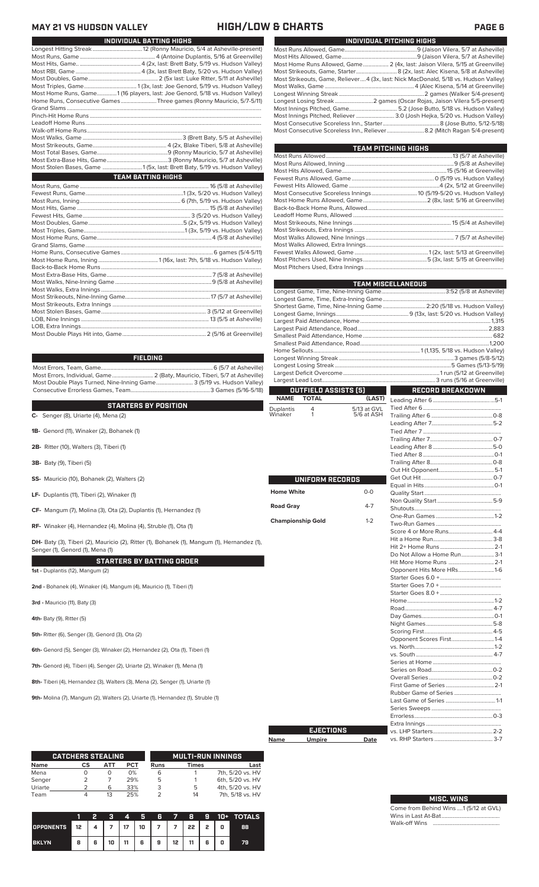# MAY 21 VS HUDSON VALLEY — HIGH/LOW & CHARTS

## INDIVIDUAL BATTING HIGHS

| | |
|---|---|
| Longest Hitting Streak | 12 (Ronny Mauricio, 5/4 at Asheville-present) |
| Most Runs, Game | 4 (Antoine Duplantis, 5/16 at Greenville) |
| Most Hits, Game | 4 (2x, last: Brett Baty, 5/19 vs. Hudson Valley) |
| Most RBI, Game | 4 (3x, last Brett Baty, 5/20 vs. Hudson Valley) |
| Most Doubles, Game | 2 (5x last: Luke Ritter, 5/11 at Asheville) |
| Most Triples, Game | 1 (3x, last: Joe Genord, 5/19 vs. Hudson Valley) |
| Most Home Runs, Game | 1 (16 players, last: Joe Genord, 5/18 vs. Hudson Valley) |
| Home Runs, Consecutive Games | Three games (Ronny Mauricio, 5/7-5/11) |
| Grand Slams | |
| Pinch-Hit Home Runs | |
| Leadoff Home Runs | |
| Walk-off Home Runs | |
| Most Walks, Game | 3 (Brett Baty, 5/5 at Asheville) |
| Most Strikeouts, Game | 4 (2x, Blake Tiberi, 5/8 at Asheville) |
| Most Total Bases, Game | 9 (Ronny Mauricio, 5/7 at Asheville) |
| Most Extra-Base Hits, Game | 3 (Ronny Mauricio, 5/7 at Asheville) |
| Most Stolen Bases, Game | 1 (5x, last: Brett Baty, 5/19 vs. Hudson Valley) |

## TEAM BATTING HIGHS

| | |
|---|---|
| Most Runs, Game | 16 (5/8 at Asheville) |
| Fewest Runs, Game | 1 (3x, 5/20 vs. Hudson Valley) |
| Most Runs, Inning | 6 (7th, 5/19 vs. Hudson Valley) |
| Most Hits, Game | 15 (5/8 at Asheville) |
| Fewest Hits, Game | 3 (5/20 vs. Hudson Valley) |
| Most Doubles, Game | 5 (2x, 5/19 vs. Hudson Valley) |
| Most Triples, Game | 1 (3x, 5/19 vs. Hudson Valley) |
| Most Home Runs, Game | 4 (5/8 at Asheville) |
| Grand Slams, Game | |
| Home Runs, Consecutive Games | 6 games (5/4-5/11) |
| Most Home Runs, Inning | 1 (16x, last: 7th, 5/18 vs. Hudson Valley) |
| Back-to-Back Home Runs | |
| Most Extra-Base Hits, Game | 7 (5/8 at Asheville) |
| Most Walks, Nine-Inning Game | 9 (5/8 at Asheville) |
| Most Walks, Extra Innings | |
| Most Strikeouts, Nine-Inning Game | 17 (5/7 at Asheville) |
| Most Strikeouts, Extra Innings | |
| Most Stolen Bases, Game | 3 (5/12 at Greenville) |
| LOB, Nine Innings | 13 (5/5 at Asheville) |
| LOB, Extra Innings | |
| Most Double Plays Hit into, Game | 2 (5/16 at Greenville) |

## FIELDING

| | |
|---|---|
| Most Errors, Team, Game | 6 (5/7 at Asheville) |
| Most Errors, Individual, Game | 2 (Baty, Mauricio, Tiberi, 5/7 at Asheville) |
| Most Double Plays Turned, Nine-Inning Game | 3 (5/19 vs. Hudson Valley) |
| Consecutive Errorless Games, Team | 3 Games (5/16-5/18) |

## STARTERS BY POSITION

**C-** Senger (8), Uriarte (4), Mena (2)

**1B-** Genord (11), Winaker (2), Bohanek (1)

**2B-** Ritter (10), Walters (3), Tiberi (1)

**3B-** Baty (9), Tiberi (5)

**SS-** Mauricio (10), Bohanek (2), Walters (2)

**LF-** Duplantis (11), Tiberi (2), Winaker (1)

**CF-** Mangum (7), Molina (3), Ota (2), Duplantis (1), Hernandez (1)

**RF-** Winaker (4), Hernandez (4), Molina (4), Struble (1), Ota (1)

**DH-** Baty (3), Tiberi (2), Mauricio (2), Ritter (1), Bohanek (1), Mangum (1), Hernandez (1), Senger (1), Genord (1), Mena (1)

## STARTERS BY BATTING ORDER

**1st -** Duplantis (12), Mangum (2)

**2nd -** Bohanek (4), Winaker (4), Mangum (4), Mauricio (1), Tiberi (1)

**3rd -** Mauricio (11), Baty (3)

**4th-** Baty (9), Ritter (5)

**5th-** Ritter (6), Senger (3), Genord (3), Ota (2)

**6th-** Genord (5), Senger (3), Winaker (2), Hernandez (2), Ota (1), Tiberi (1)

**7th-** Genord (4), Tiberi (4), Senger (2), Uriarte (2), Winaker (1), Mena (1)

**8th-** Tiberi (4), Hernandez (3), Walters (3), Mena (2), Senger (1), Uriarte (1)

**9th-** Molina (7), Mangum (2), Walters (2), Uriarte (1), Hernandez (1), Struble (1)

## INDIVIDUAL PITCHING HIGHS

| | |
|---|---|
| Most Runs Allowed, Game | 9 (Jaison Vilera, 5/7 at Asheville) |
| Most Hits Allowed, Game | 9 (Jaison Vilera, 5/7 at Asheville) |
| Most Home Runs Allowed, Game | 2 (4x, last: Jaison Vilera, 5/15 at Greenville) |
| Most Strikeouts, Game, Starter | 8 (2x, last: Alec Kisena, 5/8 at Asheville) |
| Most Strikeouts, Game, Reliever | 4 (3x, last: Nick MacDonald, 5/18 vs. Hudson Valley) |
| Most Walks, Game | 4 (Alec Kisena, 5/14 at Greenville) |
| Longest Winning Streak | 2 games (Walker 5/4-present) |
| Longest Losing Streak | 2 games (Oscar Rojas, Jaison Vilera 5/5-present) |
| Most Innings Pitched, Game | 5.2 (Jose Butto, 5/18 vs. Hudson Valley) |
| Most Innings Pitched, Reliever | 3.0 (Josh Hejka, 5/20 vs. Hudson Valley) |
| Most Consecutive Scoreless Inn., Starter | 8 (Jose Butto, 5/12-5/18) |
| Most Consecutive Scoreless Inn., Reliever | 8.2 (Mitch Ragan 5/4-present) |

## TEAM PITCHING HIGHS

| | |
|---|---|
| Most Runs Allowed | 13 (5/7 at Asheville) |
| Most Runs Allowed, Inning | 9 (5/8 at Asheville) |
| Most Hits Allowed, Game | 15 (5/16 at Greenville) |
| Fewest Runs Allowed, Game | 0 (5/19 vs. Hudson Valley) |
| Fewest Hits Allowed, Game | 4 (2x, 5/12 at Greenville) |
| Most Consecutive Scoreless Innings | 10 (5/19-5/20 vs. Hudson Valley) |
| Most Home Runs Allowed, Game | 2 (8x, last: 5/16 at Greenville) |
| Back-to-Back Home Runs, Allowed | |
| Leadoff Home Runs, Allowed | |
| Most Strikeouts, Nine Innings | 15 (5/4 at Asheville) |
| Most Strikeouts, Extra Innings | |
| Most Walks Allowed, Nine Innings | 7 (5/7 at Asheville) |
| Most Walks Allowed, Extra Innings | |
| Fewest Walks Allowed, Game | 1 (2x, last: 5/13 at Greenville) |
| Most Pitchers Used, Nine Innings | 5 (3x, last: 5/15 at Greenville) |
| Most Pitchers Used, Extra Innings | |

## TEAM MISCELLANEOUS

| | |
|---|---|
| Longest Game, Time, Nine-Inning Game | 3:52 (5/8 at Asheville) |
| Longest Game, Time, Extra-Inning Game | |
| Shortest Game, Time, Nine-Inning Game | 2:20 (5/18 vs. Hudson Valley) |
| Longest Game, Innings | 9 (13x, last: 5/20 vs. Hudson Valley) |
| Largest Paid Attendance, Home | 1,315 |
| Largest Paid Attendance, Road | 2,883 |
| Smallest Paid Attendance, Home | 682 |
| Smallest Paid Attendance, Road | 1,200 |
| Home Sellouts | 1 (1,135, 5/18 vs. Hudson Valley) |
| Longest Winning Streak | 3 games (5/8-5/12) |
| Longest Losing Streak | 5 Games (5/13-5/19) |
| Largest Deficit Overcome | 1 run (5/12 at Greenville) |
| Largest Lead Lost | 3 runs (5/16 at Greenville) |

## OUTFIELD ASSISTS (5)

| NAME | TOTAL | (LAST) |
|---|---|---|
| Duplantis | 4 | 5/13 at GVL |
| Winaker | 1 | 5/6 at ASH |

## UNIFORM RECORDS

| | |
|---|---|
| Home White | 0-0 |
| Road Gray | 4-7 |
| Championship Gold | 1-2 |

## EJECTIONS

| Name | Umpire | Date |
|---|---|---|

## RECORD BREAKDOWN

| | |
|---|---|
| Leading After 6 | 5-1 |
| Tied After 6 | |
| Trailing After 6 | 0-8 |
| Leading After 7 | 5-2 |
| Tied After 7 | |
| Trailing After 7 | 0-7 |
| Leading After 8 | 5-0 |
| Tied After 8 | 0-1 |
| Trailing After 8 | 0-8 |
| Out Hit Opponent | 5-1 |
| Get Out Hit | 0-7 |
| Equal in Hits | 0-1 |
| Quality Start | |
| Non Quality Start | 5-9 |
| Shutouts | |
| One-Run Games | 1-2 |
| Two-Run Games | |
| Score 4 or More Runs | 4-4 |
| Hit a Home Run | 3-8 |
| Hit 2+ Home Runs | 2-1 |
| Do Not Allow a Home Run | 3-1 |
| Hit More Home Runs | 2-1 |
| Opponent Hits More HRs | 1-6 |
| Starter Goes 6.0 + | |
| Starter Goes 7.0 + | |
| Starter Goes 8.0 + | |
| Home | 1-2 |
| Road | 4-7 |
| Day Games | 0-1 |
| Night Games | 5-8 |
| Scoring First | 4-5 |
| Opponent Scores First | 1-4 |
| vs. North | 1-2 |
| vs. South | 4-7 |
| Series at Home | |
| Series on Road | 0-2 |
| Overall Series | 0-2 |
| First Game of Series | 2-1 |
| Rubber Game of Series | |
| Last Game of Series | 1-1 |
| Series Sweeps | |
| Errorless | 0-3 |
| Extra Innings | |
| vs. LHP Starters | 2-2 |
| vs. RHP Starters | 3-7 |

## CATCHERS STEALING

| Name | CS | ATT | PCT |
|---|---|---|---|
| Mena | 0 | 0 | 0% |
| Senger | 2 | 7 | 29% |
| Uriarte | 2 | 6 | 33% |
| Team | 4 | 13 | 25% |

## MULTI-RUN INNINGS

| Runs | Times | Last |
|---|---|---|
| 6 | 1 | 7th, 5/20 vs. HV |
| 5 | 1 | 6th, 5/20 vs. HV |
| 3 | 5 | 4th, 5/20 vs. HV |
| 2 | 14 | 7th, 5/18 vs. HV |

| | 1 | 2 | 3 | 4 | 5 | 6 | 7 | 8 | 9 | 10+ | TOTALS |
|---|---|---|---|---|---|---|---|---|---|---|---|
| OPPONENTS | 12 | 4 | 7 | 17 | 10 | 7 | 7 | 22 | 2 | 0 | 88 |
| BKLYN | 8 | 6 | 10 | 11 | 6 | 9 | 12 | 11 | 6 | 0 | 79 |

## MISC. WINS

| | |
|---|---|
| Come from Behind Wins | 1 (5/12 at GVL) |
| Wins in Last At-Bat | |
| Walk-off Wins | |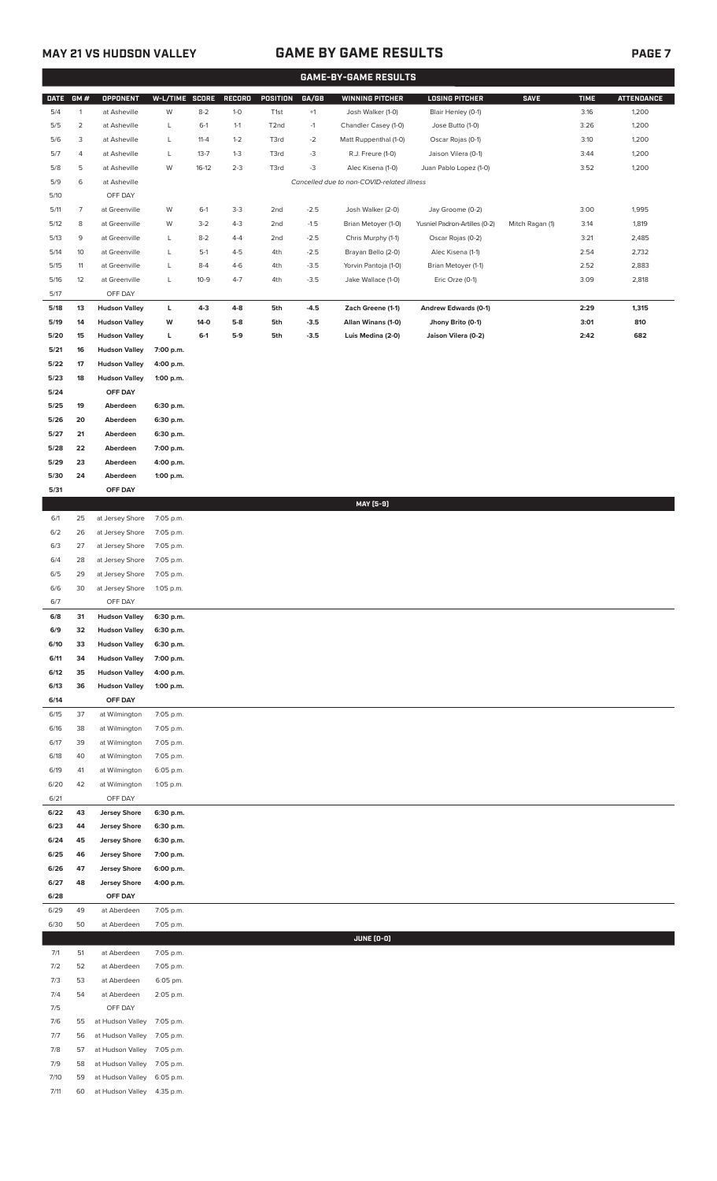## MAY 21 VS HUDSON VALLEY — GAME BY GAME RESULTS

### GAME-BY-GAME RESULTS

| DATE | GM # | OPPONENT | W-L/TIME | SCORE | RECORD | POSITION | GA/GB | WINNING PITCHER | LOSING PITCHER | SAVE | TIME | ATTENDANCE |
|---|---|---|---|---|---|---|---|---|---|---|---|---|
| 5/4 | 1 | at Asheville | W | 8-2 | 1-0 | T1st | +1 | Josh Walker (1-0) | Blair Henley (0-1) | | 3:16 | 1,200 |
| 5/5 | 2 | at Asheville | L | 6-1 | 1-1 | T2nd | -1 | Chandler Casey (1-0) | Jose Butto (1-0) | | 3:26 | 1,200 |
| 5/6 | 3 | at Asheville | L | 11-4 | 1-2 | T3rd | -2 | Matt Ruppenthal (1-0) | Oscar Rojas (0-1) | | 3:10 | 1,200 |
| 5/7 | 4 | at Asheville | L | 13-7 | 1-3 | T3rd | -3 | R.J. Freure (1-0) | Jaison Vilera (0-1) | | 3:44 | 1,200 |
| 5/8 | 5 | at Asheville | W | 16-12 | 2-3 | T3rd | -3 | Alec Kisena (1-0) | Juan Pablo Lopez (1-0) | | 3:52 | 1,200 |
| 5/9 | 6 | at Asheville | | | | | | *Cancelled due to non-COVID-related illness* | | | | |
| 5/10 | | OFF DAY | | | | | | | | | | |
| 5/11 | 7 | at Greenville | W | 6-1 | 3-3 | 2nd | -2.5 | Josh Walker (2-0) | Jay Groome (0-2) | | 3:00 | 1,995 |
| 5/12 | 8 | at Greenville | W | 3-2 | 4-3 | 2nd | -1.5 | Brian Metoyer (1-0) | Yusniel Padron-Artilles (0-2) | Mitch Ragan (1) | 3:14 | 1,819 |
| 5/13 | 9 | at Greenville | L | 8-2 | 4-4 | 2nd | -2.5 | Chris Murphy (1-1) | Oscar Rojas (0-2) | | 3:21 | 2,485 |
| 5/14 | 10 | at Greenville | L | 5-1 | 4-5 | 4th | -2.5 | Brayan Bello (2-0) | Alec Kisena (1-1) | | 2:54 | 2,732 |
| 5/15 | 11 | at Greenville | L | 8-4 | 4-6 | 4th | -3.5 | Yorvin Pantoja (1-0) | Brian Metoyer (1-1) | | 2:52 | 2,883 |
| 5/16 | 12 | at Greenville | L | 10-9 | 4-7 | 4th | -3.5 | Jake Wallace (1-0) | Eric Orze (0-1) | | 3:09 | 2,818 |
| 5/17 | | OFF DAY | | | | | | | | | | |
| **5/18** | **13** | **Hudson Valley** | **L** | **4-3** | **4-8** | **5th** | **-4.5** | **Zach Greene (1-1)** | **Andrew Edwards (0-1)** | | **2:29** | **1,315** |
| **5/19** | **14** | **Hudson Valley** | **W** | **14-0** | **5-8** | **5th** | **-3.5** | **Allan Winans (1-0)** | **Jhony Brito (0-1)** | | **3:01** | **810** |
| **5/20** | **15** | **Hudson Valley** | **L** | **6-1** | **5-9** | **5th** | **-3.5** | **Luis Medina (2-0)** | **Jaison Vilera (0-2)** | | **2:42** | **682** |
| **5/21** | **16** | **Hudson Valley** | **7:00 p.m.** | | | | | | | | | |
| **5/22** | **17** | **Hudson Valley** | **4:00 p.m.** | | | | | | | | | |
| **5/23** | **18** | **Hudson Valley** | **1:00 p.m.** | | | | | | | | | |
| **5/24** | | **OFF DAY** | | | | | | | | | | |
| **5/25** | **19** | **Aberdeen** | **6:30 p.m.** | | | | | | | | | |
| **5/26** | **20** | **Aberdeen** | **6:30 p.m.** | | | | | | | | | |
| **5/27** | **21** | **Aberdeen** | **6:30 p.m.** | | | | | | | | | |
| **5/28** | **22** | **Aberdeen** | **7:00 p.m.** | | | | | | | | | |
| **5/29** | **23** | **Aberdeen** | **4:00 p.m.** | | | | | | | | | |
| **5/30** | **24** | **Aberdeen** | **1:00 p.m.** | | | | | | | | | |
| **5/31** | | **OFF DAY** | | | | | | | | | | |
| | | | | | | | | **MAY (5-9)** | | | | |
| 6/1 | 25 | at Jersey Shore | 7:05 p.m. | | | | | | | | | |
| 6/2 | 26 | at Jersey Shore | 7:05 p.m. | | | | | | | | | |
| 6/3 | 27 | at Jersey Shore | 7:05 p.m. | | | | | | | | | |
| 6/4 | 28 | at Jersey Shore | 7:05 p.m. | | | | | | | | | |
| 6/5 | 29 | at Jersey Shore | 7:05 p.m. | | | | | | | | | |
| 6/6 | 30 | at Jersey Shore | 1:05 p.m. | | | | | | | | | |
| 6/7 | | OFF DAY | | | | | | | | | | |
| **6/8** | **31** | **Hudson Valley** | **6:30 p.m.** | | | | | | | | | |
| **6/9** | **32** | **Hudson Valley** | **6:30 p.m.** | | | | | | | | | |
| **6/10** | **33** | **Hudson Valley** | **6:30 p.m.** | | | | | | | | | |
| **6/11** | **34** | **Hudson Valley** | **7:00 p.m.** | | | | | | | | | |
| **6/12** | **35** | **Hudson Valley** | **4:00 p.m.** | | | | | | | | | |
| **6/13** | **36** | **Hudson Valley** | **1:00 p.m.** | | | | | | | | | |
| **6/14** | | **OFF DAY** | | | | | | | | | | |
| 6/15 | 37 | at Wilmington | 7:05 p.m. | | | | | | | | | |
| 6/16 | 38 | at Wilmington | 7:05 p.m. | | | | | | | | | |
| 6/17 | 39 | at Wilmington | 7:05 p.m. | | | | | | | | | |
| 6/18 | 40 | at Wilmington | 7:05 p.m. | | | | | | | | | |
| 6/19 | 41 | at Wilmington | 6:05 p.m. | | | | | | | | | |
| 6/20 | 42 | at Wilmington | 1:05 p.m. | | | | | | | | | |
| 6/21 | | OFF DAY | | | | | | | | | | |
| **6/22** | **43** | **Jersey Shore** | **6:30 p.m.** | | | | | | | | | |
| **6/23** | **44** | **Jersey Shore** | **6:30 p.m.** | | | | | | | | | |
| **6/24** | **45** | **Jersey Shore** | **6:30 p.m.** | | | | | | | | | |
| **6/25** | **46** | **Jersey Shore** | **7:00 p.m.** | | | | | | | | | |
| **6/26** | **47** | **Jersey Shore** | **6:00 p.m.** | | | | | | | | | |
| **6/27** | **48** | **Jersey Shore** | **4:00 p.m.** | | | | | | | | | |
| **6/28** | | **OFF DAY** | | | | | | | | | | |
| 6/29 | 49 | at Aberdeen | 7:05 p.m. | | | | | | | | | |
| 6/30 | 50 | at Aberdeen | 7:05 p.m. | | | | | | | | | |
| | | | | | | | | **JUNE (0-0)** | | | | |
| 7/1 | 51 | at Aberdeen | 7:05 p.m. | | | | | | | | | |
| 7/2 | 52 | at Aberdeen | 7:05 p.m. | | | | | | | | | |
| 7/3 | 53 | at Aberdeen | 6:05 pm. | | | | | | | | | |
| 7/4 | 54 | at Aberdeen | 2:05 p.m. | | | | | | | | | |
| 7/5 | | OFF DAY | | | | | | | | | | |
| 7/6 | 55 | at Hudson Valley | 7:05 p.m. | | | | | | | | | |
| 7/7 | 56 | at Hudson Valley | 7:05 p.m. | | | | | | | | | |
| 7/8 | 57 | at Hudson Valley | 7:05 p.m. | | | | | | | | | |
| 7/9 | 58 | at Hudson Valley | 7:05 p.m. | | | | | | | | | |
| 7/10 | 59 | at Hudson Valley | 6:05 p.m. | | | | | | | | | |
| 7/11 | 60 | at Hudson Valley | 4:35 p.m. | | | | | | | | | |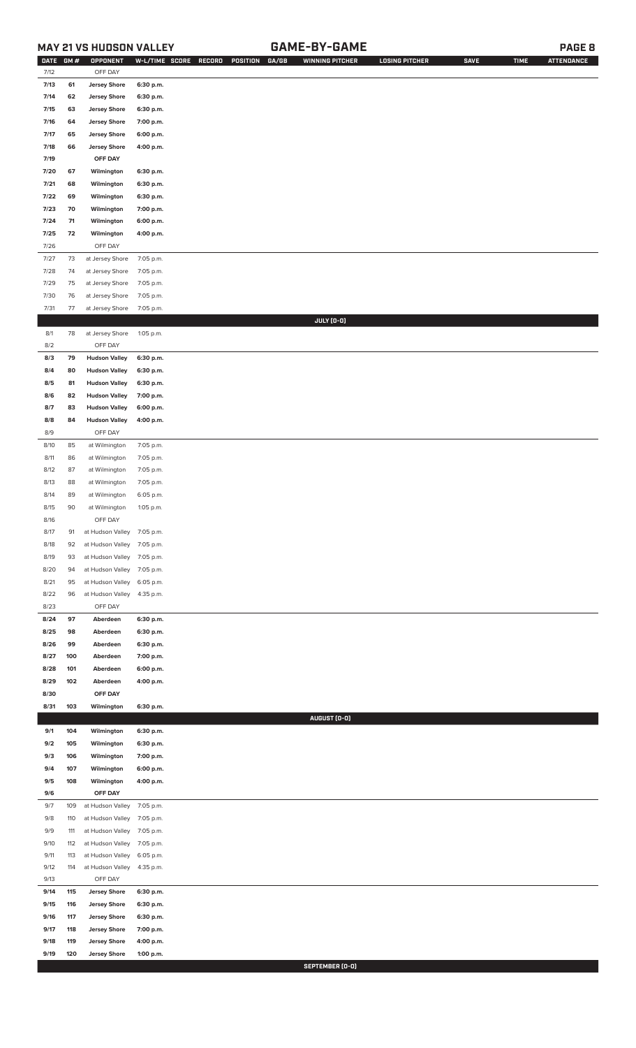## MAY 21 VS HUDSON VALLEY — GAME-BY-GAME

| DATE | GM # | OPPONENT | W-L/TIME | SCORE | RECORD | POSITION | GA/GB | WINNING PITCHER | LOSING PITCHER | SAVE | TIME | ATTENDANCE |
|---|---|---|---|---|---|---|---|---|---|---|---|---|
| 7/12 | | OFF DAY | | | | | | | | | | |
| 7/13 | 61 | Jersey Shore | 6:30 p.m. | | | | | | | | | |
| 7/14 | 62 | Jersey Shore | 6:30 p.m. | | | | | | | | | |
| 7/15 | 63 | Jersey Shore | 6:30 p.m. | | | | | | | | | |
| 7/16 | 64 | Jersey Shore | 7:00 p.m. | | | | | | | | | |
| 7/17 | 65 | Jersey Shore | 6:00 p.m. | | | | | | | | | |
| 7/18 | 66 | Jersey Shore | 4:00 p.m. | | | | | | | | | |
| 7/19 | | OFF DAY | | | | | | | | | | |
| 7/20 | 67 | Wilmington | 6:30 p.m. | | | | | | | | | |
| 7/21 | 68 | Wilmington | 6:30 p.m. | | | | | | | | | |
| 7/22 | 69 | Wilmington | 6:30 p.m. | | | | | | | | | |
| 7/23 | 70 | Wilmington | 7:00 p.m. | | | | | | | | | |
| 7/24 | 71 | Wilmington | 6:00 p.m. | | | | | | | | | |
| 7/25 | 72 | Wilmington | 4:00 p.m. | | | | | | | | | |
| 7/26 | | OFF DAY | | | | | | | | | | |
| 7/27 | 73 | at Jersey Shore | 7:05 p.m. | | | | | | | | | |
| 7/28 | 74 | at Jersey Shore | 7:05 p.m. | | | | | | | | | |
| 7/29 | 75 | at Jersey Shore | 7:05 p.m. | | | | | | | | | |
| 7/30 | 76 | at Jersey Shore | 7:05 p.m. | | | | | | | | | |
| 7/31 | 77 | at Jersey Shore | 7:05 p.m. | | | | | | | | | |
| | | | | | | | | JULY (0-0) | | | | |
| 8/1 | 78 | at Jersey Shore | 1:05 p.m. | | | | | | | | | |
| 8/2 | | OFF DAY | | | | | | | | | | |
| 8/3 | 79 | Hudson Valley | 6:30 p.m. | | | | | | | | | |
| 8/4 | 80 | Hudson Valley | 6:30 p.m. | | | | | | | | | |
| 8/5 | 81 | Hudson Valley | 6:30 p.m. | | | | | | | | | |
| 8/6 | 82 | Hudson Valley | 7:00 p.m. | | | | | | | | | |
| 8/7 | 83 | Hudson Valley | 6:00 p.m. | | | | | | | | | |
| 8/8 | 84 | Hudson Valley | 4:00 p.m. | | | | | | | | | |
| 8/9 | | OFF DAY | | | | | | | | | | |
| 8/10 | 85 | at Wilmington | 7:05 p.m. | | | | | | | | | |
| 8/11 | 86 | at Wilmington | 7:05 p.m. | | | | | | | | | |
| 8/12 | 87 | at Wilmington | 7:05 p.m. | | | | | | | | | |
| 8/13 | 88 | at Wilmington | 7:05 p.m. | | | | | | | | | |
| 8/14 | 89 | at Wilmington | 6:05 p.m. | | | | | | | | | |
| 8/15 | 90 | at Wilmington | 1:05 p.m. | | | | | | | | | |
| 8/16 | | OFF DAY | | | | | | | | | | |
| 8/17 | 91 | at Hudson Valley | 7:05 p.m. | | | | | | | | | |
| 8/18 | 92 | at Hudson Valley | 7:05 p.m. | | | | | | | | | |
| 8/19 | 93 | at Hudson Valley | 7:05 p.m. | | | | | | | | | |
| 8/20 | 94 | at Hudson Valley | 7:05 p.m. | | | | | | | | | |
| 8/21 | 95 | at Hudson Valley | 6:05 p.m. | | | | | | | | | |
| 8/22 | 96 | at Hudson Valley | 4:35 p.m. | | | | | | | | | |
| 8/23 | | OFF DAY | | | | | | | | | | |
| 8/24 | 97 | Aberdeen | 6:30 p.m. | | | | | | | | | |
| 8/25 | 98 | Aberdeen | 6:30 p.m. | | | | | | | | | |
| 8/26 | 99 | Aberdeen | 6:30 p.m. | | | | | | | | | |
| 8/27 | 100 | Aberdeen | 7:00 p.m. | | | | | | | | | |
| 8/28 | 101 | Aberdeen | 6:00 p.m. | | | | | | | | | |
| 8/29 | 102 | Aberdeen | 4:00 p.m. | | | | | | | | | |
| 8/30 | | OFF DAY | | | | | | | | | | |
| 8/31 | 103 | Wilmington | 6:30 p.m. | | | | | | | | | |
| | | | | | | | | AUGUST (0-0) | | | | |
| 9/1 | 104 | Wilmington | 6:30 p.m. | | | | | | | | | |
| 9/2 | 105 | Wilmington | 6:30 p.m. | | | | | | | | | |
| 9/3 | 106 | Wilmington | 7:00 p.m. | | | | | | | | | |
| 9/4 | 107 | Wilmington | 6:00 p.m. | | | | | | | | | |
| 9/5 | 108 | Wilmington | 4:00 p.m. | | | | | | | | | |
| 9/6 | | OFF DAY | | | | | | | | | | |
| 9/7 | 109 | at Hudson Valley | 7:05 p.m. | | | | | | | | | |
| 9/8 | 110 | at Hudson Valley | 7:05 p.m. | | | | | | | | | |
| 9/9 | 111 | at Hudson Valley | 7:05 p.m. | | | | | | | | | |
| 9/10 | 112 | at Hudson Valley | 7:05 p.m. | | | | | | | | | |
| 9/11 | 113 | at Hudson Valley | 6:05 p.m. | | | | | | | | | |
| 9/12 | 114 | at Hudson Valley | 4:35 p.m. | | | | | | | | | |
| 9/13 | | OFF DAY | | | | | | | | | | |
| 9/14 | 115 | Jersey Shore | 6:30 p.m. | | | | | | | | | |
| 9/15 | 116 | Jersey Shore | 6:30 p.m. | | | | | | | | | |
| 9/16 | 117 | Jersey Shore | 6:30 p.m. | | | | | | | | | |
| 9/17 | 118 | Jersey Shore | 7:00 p.m. | | | | | | | | | |
| 9/18 | 119 | Jersey Shore | 4:00 p.m. | | | | | | | | | |
| 9/19 | 120 | Jersey Shore | 1:00 p.m. | | | | | | | | | |
| | | | | | | | | SEPTEMBER (0-0) | | | | |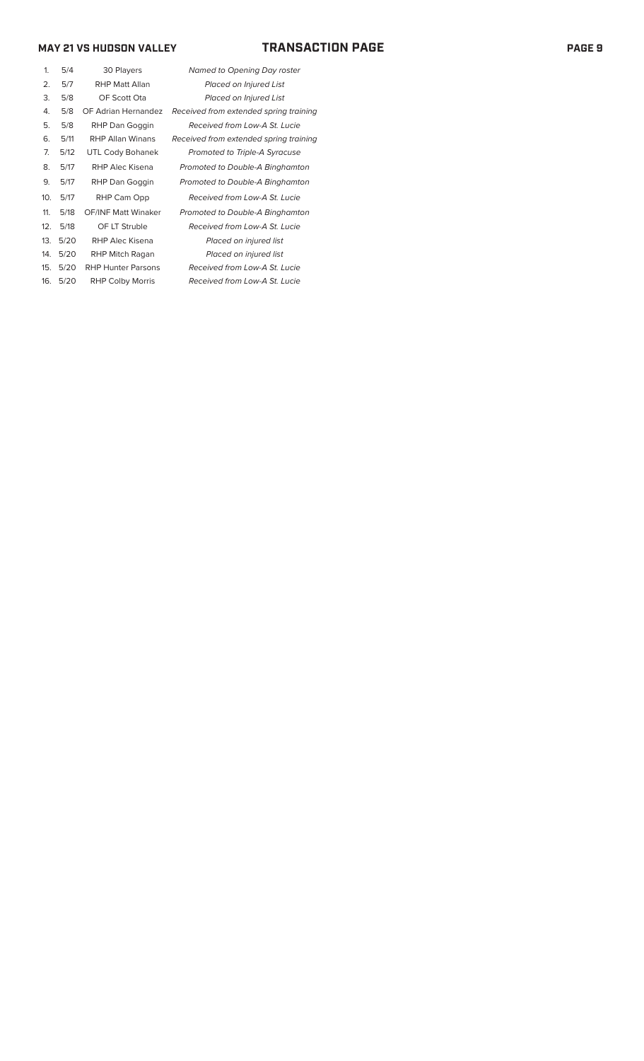# TRANSACTION PAGE

| | | | |
|---|---|---|---|
| 1. | 5/4 | 30 Players | *Named to Opening Day roster* |
| 2. | 5/7 | RHP Matt Allan | *Placed on Injured List* |
| 3. | 5/8 | OF Scott Ota | *Placed on Injured List* |
| 4. | 5/8 | OF Adrian Hernandez | *Received from extended spring training* |
| 5. | 5/8 | RHP Dan Goggin | *Received from Low-A St. Lucie* |
| 6. | 5/11 | RHP Allan Winans | *Received from extended spring training* |
| 7. | 5/12 | UTL Cody Bohanek | *Promoted to Triple-A Syracuse* |
| 8. | 5/17 | RHP Alec Kisena | *Promoted to Double-A Binghamton* |
| 9. | 5/17 | RHP Dan Goggin | *Promoted to Double-A Binghamton* |
| 10. | 5/17 | RHP Cam Opp | *Received from Low-A St. Lucie* |
| 11. | 5/18 | OF/INF Matt Winaker | *Promoted to Double-A Binghamton* |
| 12. | 5/18 | OF LT Struble | *Received from Low-A St. Lucie* |
| 13. | 5/20 | RHP Alec Kisena | *Placed on injured list* |
| 14. | 5/20 | RHP Mitch Ragan | *Placed on injured list* |
| 15. | 5/20 | RHP Hunter Parsons | *Received from Low-A St. Lucie* |
| 16. | 5/20 | RHP Colby Morris | *Received from Low-A St. Lucie* |